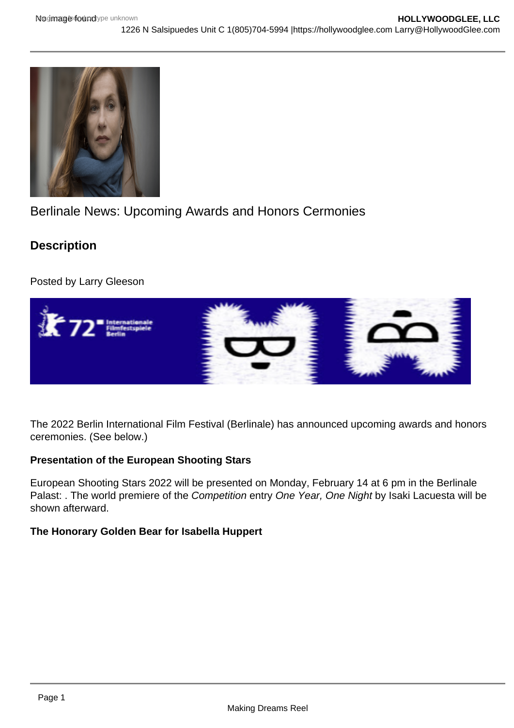Berlinale News: Upcoming Awards and Honors Cermonies

## Description

Posted by Larry Gleeson

The 2022 Berlin International Film Festival (Berlinale) has announced upcoming awards and honors ceremonies. (See below.)

**Presentation of the European Shooting Stars**

European Shooting Stars 2022 will be presented on Monday, February 14 at 6 pm in the Berlinale Palast: . The world premiere of the *Competition* entry *One Year, One Night* by Isaki Lacuesta will be shown afterward.

**The Honorary Golden Bear for Isabella Huppert**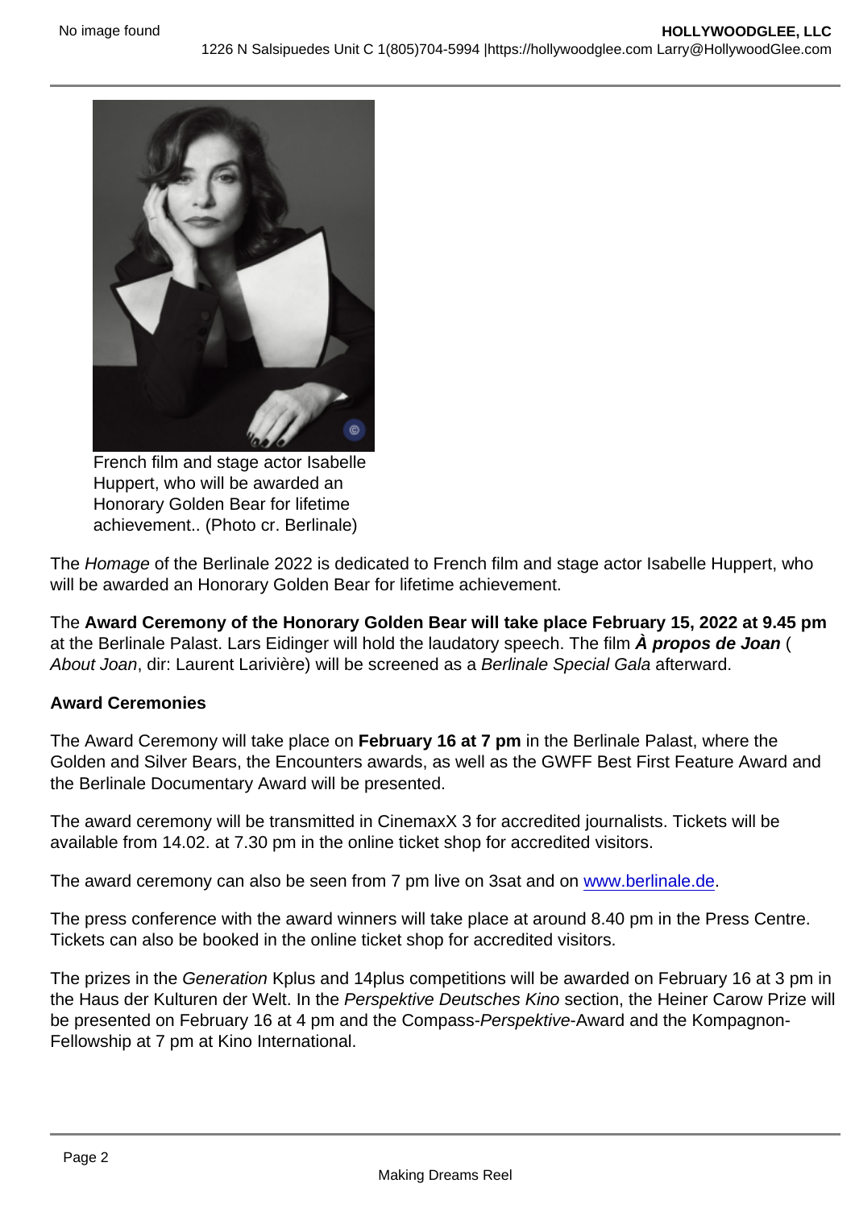French film and stage actor Isabelle Huppert, who will be awarded an Honorary Golden Bear for lifetime achievement.. (Photo cr. Berlinale)

The *Homage* of the Berlinale 2022 is dedicated to French film and stage actor Isabelle Huppert, who will be awarded an Honorary Golden Bear for lifetime achievement.

The **Award Ceremony of the Honorary Golden Bear will take place February 15, 2022 at 9.45 pm** at the Berlinale Palast. Lars Eidinger will hold the laudatory speech. The film ***À propos de Joan*** ( *About Joan*, dir: Laurent Larivière) will be screened as a *Berlinale Special Gala* afterward.

**Award Ceremonies**

The Award Ceremony will take place on **February 16 at 7 pm** in the Berlinale Palast, where the Golden and Silver Bears, the Encounters awards, as well as the GWFF Best First Feature Award and the Berlinale Documentary Award will be presented.

The award ceremony will be transmitted in CinemaxX 3 for accredited journalists. Tickets will be available from 14.02. at 7.30 pm in the online ticket shop for accredited visitors.

The award ceremony can also be seen from 7 pm live on 3sat and on [www.berlinale.de](www.berlinale.de).

The press conference with the award winners will take place at around 8.40 pm in the Press Centre. Tickets can also be booked in the online ticket shop for accredited visitors.

The prizes in the *Generation* Kplus and 14plus competitions will be awarded on February 16 at 3 pm in the Haus der Kulturen der Welt. In the *Perspektive Deutsches Kino* section, the Heiner Carow Prize will be presented on February 16 at 4 pm and the Compass-*Perspektive*-Award and the Kompagnon-Fellowship at 7 pm at Kino International.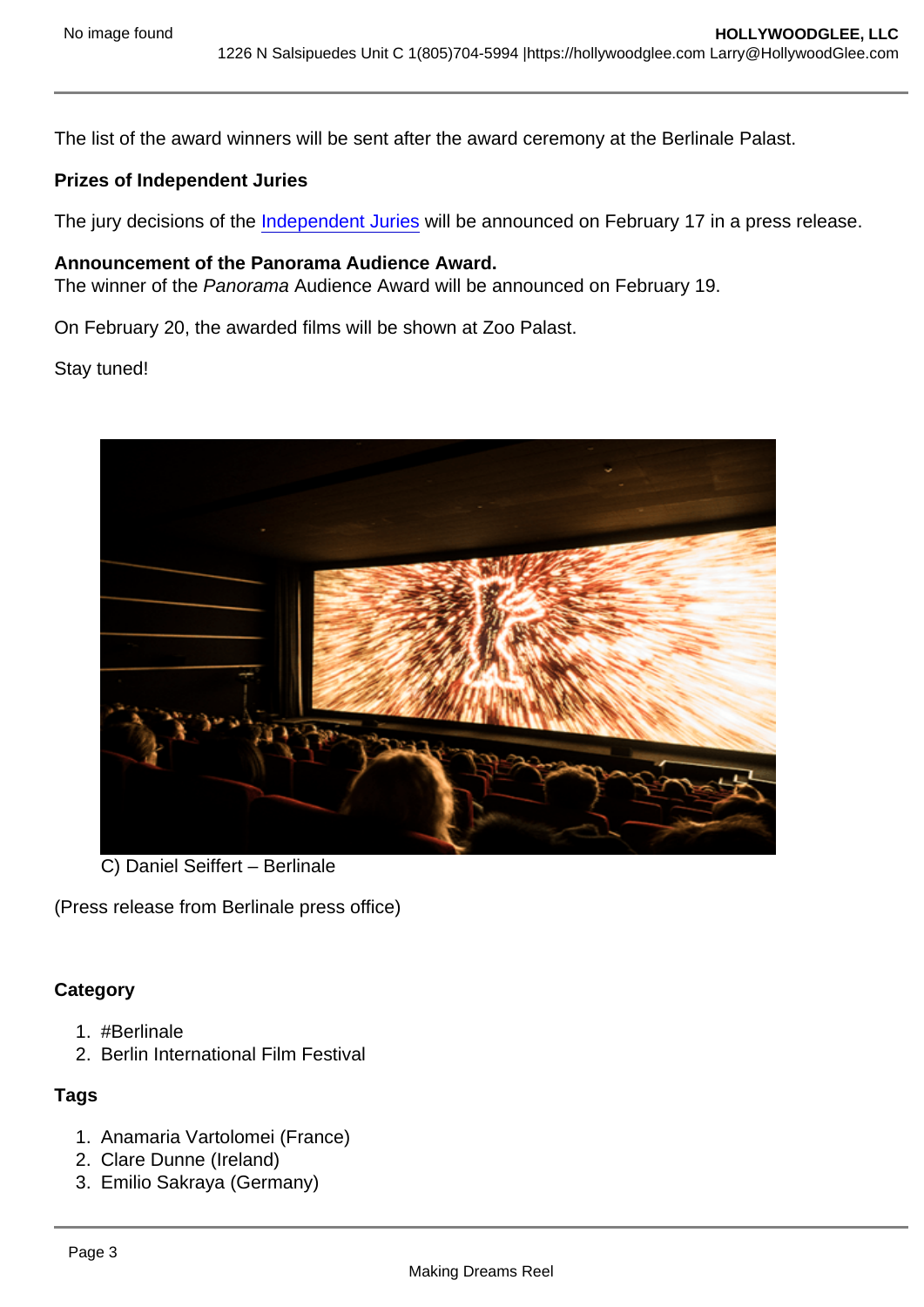The list of the award winners will be sent after the award ceremony at the Berlinale Palast.

**Prizes of Independent Juries**

The jury decisions of the Independent Juries will be announced on February 17 in a press release.

**Announcement of the Panorama Audience Award.**
The winner of the *Panorama* Audience Award will be announced on February 19.

On February 20, the awarded films will be shown at Zoo Palast.

Stay tuned!

C) Daniel Seiffert – Berlinale

(Press release from Berlinale press office)

**Category**

1. #Berlinale
2. Berlin International Film Festival

**Tags**

1. Anamaria Vartolomei (France)
2. Clare Dunne (Ireland)
3. Emilio Sakraya (Germany)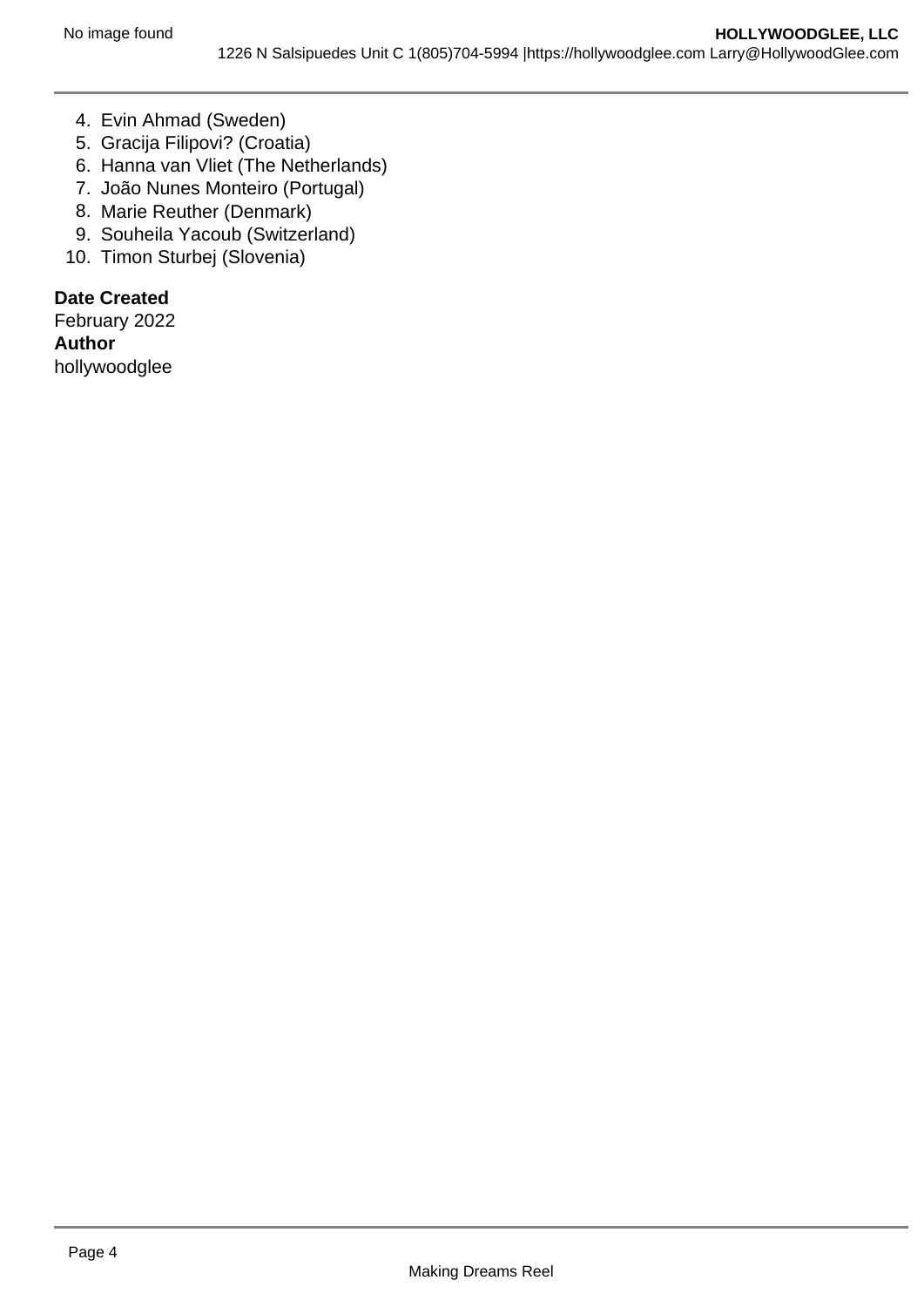4. Evin Ahmad (Sweden)
5. Gracija Filipovi? (Croatia)
6. Hanna van Vliet (The Netherlands)
7. João Nunes Monteiro (Portugal)
8. Marie Reuther (Denmark)
9. Souheila Yacoub (Switzerland)
10. Timon Sturbej (Slovenia)

**Date Created**
February 2022
**Author**
hollywoodglee